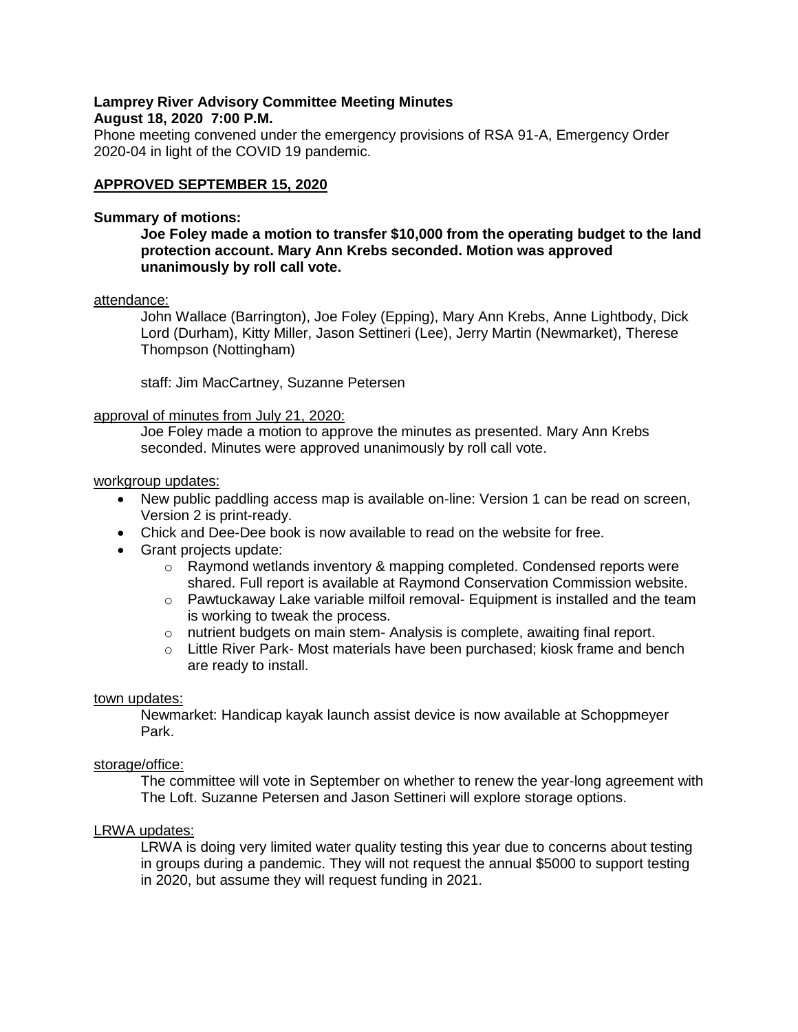**Lamprey River Advisory Committee Meeting Minutes**
**August 18, 2020 7:00 P.M.**

Phone meeting convened under the emergency provisions of RSA 91-A, Emergency Order 2020-04 in light of the COVID 19 pandemic.

**APPROVED SEPTEMBER 15, 2020**

**Summary of motions:**

> **Joe Foley made a motion to transfer $10,000 from the operating budget to the land protection account. Mary Ann Krebs seconded. Motion was approved unanimously by roll call vote.**

attendance:

> John Wallace (Barrington), Joe Foley (Epping), Mary Ann Krebs, Anne Lightbody, Dick Lord (Durham), Kitty Miller, Jason Settineri (Lee), Jerry Martin (Newmarket), Therese Thompson (Nottingham)
>
> staff: Jim MacCartney, Suzanne Petersen

approval of minutes from July 21, 2020:

> Joe Foley made a motion to approve the minutes as presented. Mary Ann Krebs seconded. Minutes were approved unanimously by roll call vote.

workgroup updates:

- New public paddling access map is available on-line: Version 1 can be read on screen, Version 2 is print-ready.
- Chick and Dee-Dee book is now available to read on the website for free.
- Grant projects update:
  - Raymond wetlands inventory & mapping completed. Condensed reports were shared. Full report is available at Raymond Conservation Commission website.
  - Pawtuckaway Lake variable milfoil removal- Equipment is installed and the team is working to tweak the process.
  - nutrient budgets on main stem- Analysis is complete, awaiting final report.
  - Little River Park- Most materials have been purchased; kiosk frame and bench are ready to install.

town updates:

> Newmarket: Handicap kayak launch assist device is now available at Schoppmeyer Park.

storage/office:

> The committee will vote in September on whether to renew the year-long agreement with The Loft. Suzanne Petersen and Jason Settineri will explore storage options.

LRWA updates:

> LRWA is doing very limited water quality testing this year due to concerns about testing in groups during a pandemic. They will not request the annual $5000 to support testing in 2020, but assume they will request funding in 2021.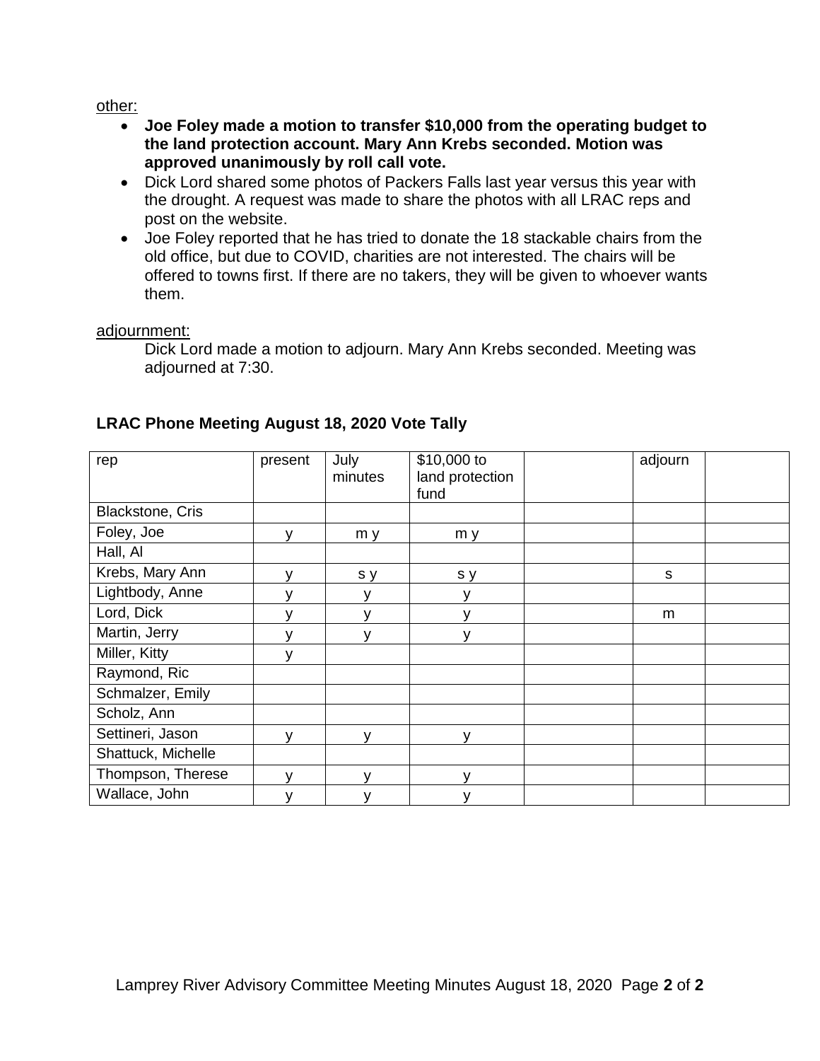other:

- **Joe Foley made a motion to transfer $10,000 from the operating budget to the land protection account. Mary Ann Krebs seconded. Motion was approved unanimously by roll call vote.**
- Dick Lord shared some photos of Packers Falls last year versus this year with the drought. A request was made to share the photos with all LRAC reps and post on the website.
- Joe Foley reported that he has tried to donate the 18 stackable chairs from the old office, but due to COVID, charities are not interested. The chairs will be offered to towns first. If there are no takers, they will be given to whoever wants them.

adjournment:

Dick Lord made a motion to adjourn. Mary Ann Krebs seconded. Meeting was adjourned at 7:30.

### LRAC Phone Meeting August 18, 2020 Vote Tally

| rep | present | July minutes | $10,000 to land protection fund | | adjourn | |
|---|---|---|---|---|---|---|
| Blackstone, Cris | | | | | | |
| Foley, Joe | y | m y | m y | | | |
| Hall, Al | | | | | | |
| Krebs, Mary Ann | y | s y | s y | | s | |
| Lightbody, Anne | y | y | y | | | |
| Lord, Dick | y | y | y | | m | |
| Martin, Jerry | y | y | y | | | |
| Miller, Kitty | y | | | | | |
| Raymond, Ric | | | | | | |
| Schmalzer, Emily | | | | | | |
| Scholz, Ann | | | | | | |
| Settineri, Jason | y | y | y | | | |
| Shattuck, Michelle | | | | | | |
| Thompson, Therese | y | y | y | | | |
| Wallace, John | y | y | y | | | |